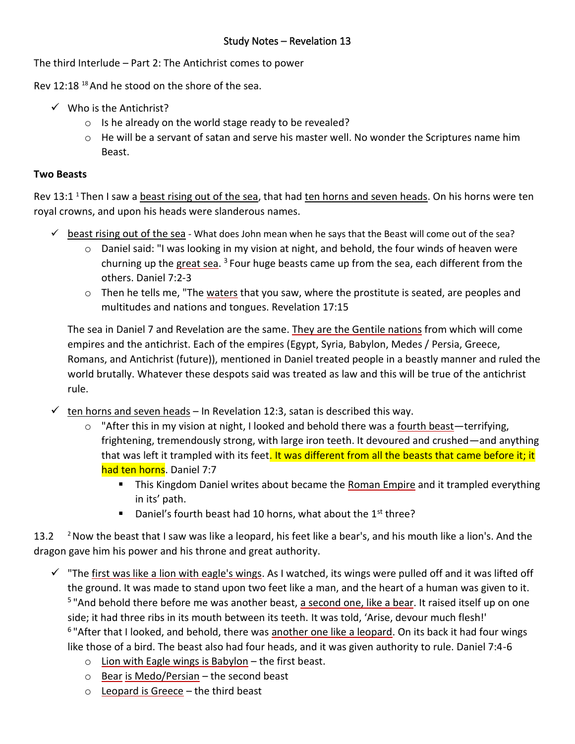# Study Notes – Revelation 13

The third Interlude – Part 2: The Antichrist comes to power

Rev 12:18 [18] And he stood on the shore of the sea.

- ✓ Who is the Antichrist?
  - Is he already on the world stage ready to be revealed?
  - He will be a servant of satan and serve his master well. No wonder the Scriptures name him Beast.

**Two Beasts**

Rev 13:1 [1] Then I saw a beast rising out of the sea, that had ten horns and seven heads. On his horns were ten royal crowns, and upon his heads were slanderous names.

- ✓ beast rising out of the sea - What does John mean when he says that the Beast will come out of the sea?
  - Daniel said: "I was looking in my vision at night, and behold, the four winds of heaven were churning up the great sea. [3] Four huge beasts came up from the sea, each different from the others. Daniel 7:2-3
  - Then he tells me, "The waters that you saw, where the prostitute is seated, are peoples and multitudes and nations and tongues. Revelation 17:15

  The sea in Daniel 7 and Revelation are the same. They are the Gentile nations from which will come empires and the antichrist. Each of the empires (Egypt, Syria, Babylon, Medes / Persia, Greece, Romans, and Antichrist (future)), mentioned in Daniel treated people in a beastly manner and ruled the world brutally. Whatever these despots said was treated as law and this will be true of the antichrist rule.

- ✓ ten horns and seven heads – In Revelation 12:3, satan is described this way.
  - "After this in my vision at night, I looked and behold there was a fourth beast—terrifying, frightening, tremendously strong, with large iron teeth. It devoured and crushed—and anything that was left it trampled with its feet. It was different from all the beasts that came before it; it had ten horns. Daniel 7:7
    - This Kingdom Daniel writes about became the Roman Empire and it trampled everything in its' path.
    - Daniel's fourth beast had 10 horns, what about the 1st three?

13.2 [2] Now the beast that I saw was like a leopard, his feet like a bear's, and his mouth like a lion's. And the dragon gave him his power and his throne and great authority.

- ✓ "The first was like a lion with eagle's wings. As I watched, its wings were pulled off and it was lifted off the ground. It was made to stand upon two feet like a man, and the heart of a human was given to it. [5] "And behold there before me was another beast, a second one, like a bear. It raised itself up on one side; it had three ribs in its mouth between its teeth. It was told, 'Arise, devour much flesh!' [6] "After that I looked, and behold, there was another one like a leopard. On its back it had four wings like those of a bird. The beast also had four heads, and it was given authority to rule. Daniel 7:4-6
  - Lion with Eagle wings is Babylon – the first beast.
  - Bear is Medo/Persian – the second beast
  - Leopard is Greece – the third beast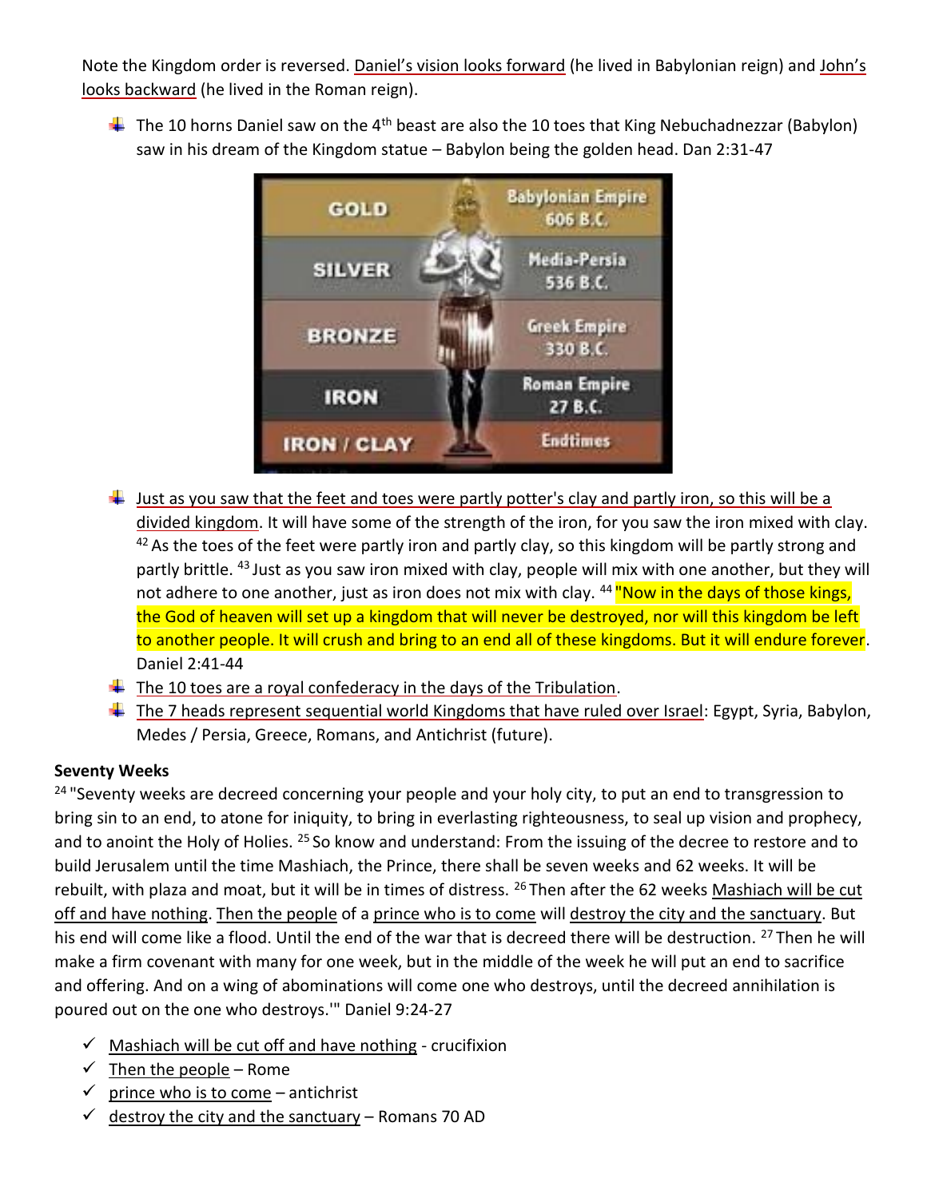Note the Kingdom order is reversed. Daniel's vision looks forward (he lived in Babylonian reign) and John's looks backward (he lived in the Roman reign).

- The 10 horns Daniel saw on the 4th beast are also the 10 toes that King Nebuchadnezzar (Babylon) saw in his dream of the Kingdom statue – Babylon being the golden head. Dan 2:31-47

| GOLD | Babylonian Empire 606 B.C. |
|---|---|
| SILVER | Media-Persia 536 B.C. |
| BRONZE | Greek Empire 330 B.C. |
| IRON | Roman Empire 27 B.C. |
| IRON / CLAY | Endtimes |

- Just as you saw that the feet and toes were partly potter's clay and partly iron, so this will be a divided kingdom. It will have some of the strength of the iron, for you saw the iron mixed with clay. [42] As the toes of the feet were partly iron and partly clay, so this kingdom will be partly strong and partly brittle. [43] Just as you saw iron mixed with clay, people will mix with one another, but they will not adhere to one another, just as iron does not mix with clay. [44] "Now in the days of those kings, the God of heaven will set up a kingdom that will never be destroyed, nor will this kingdom be left to another people. It will crush and bring to an end all of these kingdoms. But it will endure forever. Daniel 2:41-44
- The 10 toes are a royal confederacy in the days of the Tribulation.
- The 7 heads represent sequential world Kingdoms that have ruled over Israel: Egypt, Syria, Babylon, Medes / Persia, Greece, Romans, and Antichrist (future).

**Seventy Weeks**

[24] "Seventy weeks are decreed concerning your people and your holy city, to put an end to transgression to bring sin to an end, to atone for iniquity, to bring in everlasting righteousness, to seal up vision and prophecy, and to anoint the Holy of Holies. [25] So know and understand: From the issuing of the decree to restore and to build Jerusalem until the time Mashiach, the Prince, there shall be seven weeks and 62 weeks. It will be rebuilt, with plaza and moat, but it will be in times of distress. [26] Then after the 62 weeks Mashiach will be cut off and have nothing. Then the people of a prince who is to come will destroy the city and the sanctuary. But his end will come like a flood. Until the end of the war that is decreed there will be destruction. [27] Then he will make a firm covenant with many for one week, but in the middle of the week he will put an end to sacrifice and offering. And on a wing of abominations will come one who destroys, until the decreed annihilation is poured out on the one who destroys.'" Daniel 9:24-27

- ✓ Mashiach will be cut off and have nothing - crucifixion
- ✓ Then the people – Rome
- ✓ prince who is to come – antichrist
- ✓ destroy the city and the sanctuary – Romans 70 AD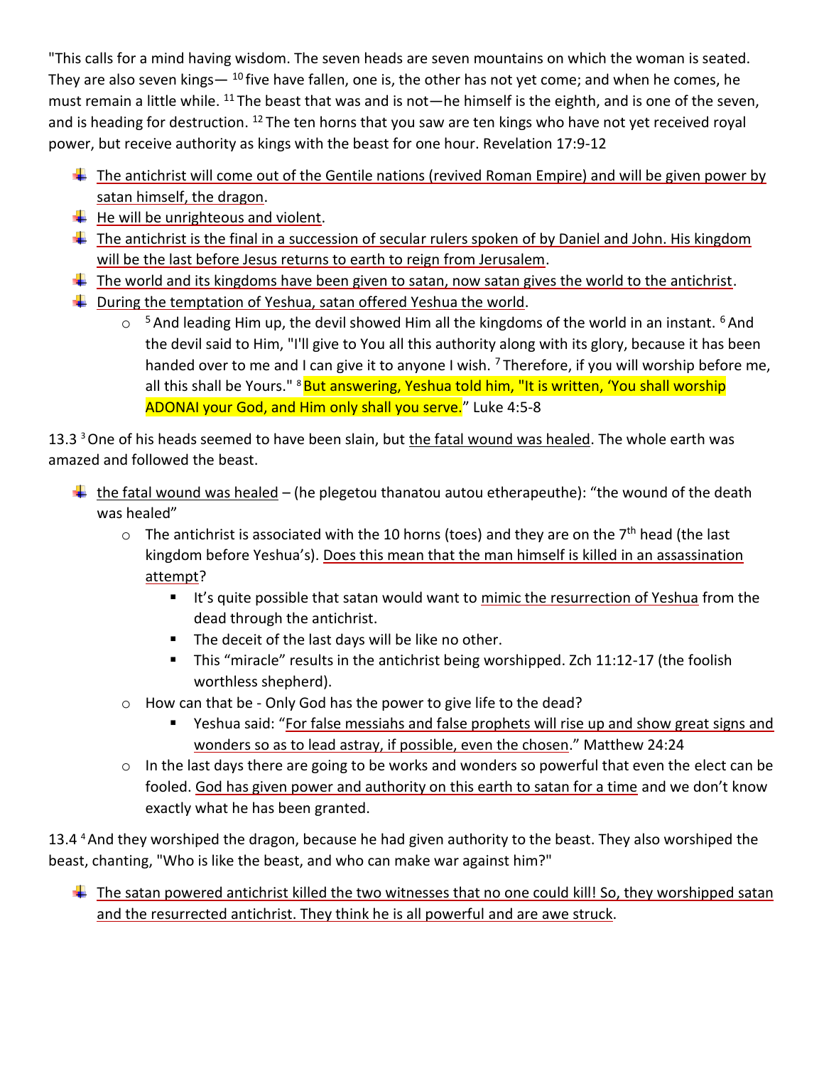"This calls for a mind having wisdom. The seven heads are seven mountains on which the woman is seated. They are also seven kings— [10] five have fallen, one is, the other has not yet come; and when he comes, he must remain a little while. [11] The beast that was and is not—he himself is the eighth, and is one of the seven, and is heading for destruction. [12] The ten horns that you saw are ten kings who have not yet received royal power, but receive authority as kings with the beast for one hour. Revelation 17:9-12

- The antichrist will come out of the Gentile nations (revived Roman Empire) and will be given power by satan himself, the dragon.
- He will be unrighteous and violent.
- The antichrist is the final in a succession of secular rulers spoken of by Daniel and John. His kingdom will be the last before Jesus returns to earth to reign from Jerusalem.
- The world and its kingdoms have been given to satan, now satan gives the world to the antichrist.
- During the temptation of Yeshua, satan offered Yeshua the world.
  - [5] And leading Him up, the devil showed Him all the kingdoms of the world in an instant. [6] And the devil said to Him, "I'll give to You all this authority along with its glory, because it has been handed over to me and I can give it to anyone I wish. [7] Therefore, if you will worship before me, all this shall be Yours." [8] But answering, Yeshua told him, "It is written, 'You shall worship ADONAI your God, and Him only shall you serve.'" Luke 4:5-8

13.3 [3] One of his heads seemed to have been slain, but the fatal wound was healed. The whole earth was amazed and followed the beast.

- the fatal wound was healed – (he plegetou thanatou autou etherapeuthe): "the wound of the death was healed"
  - The antichrist is associated with the 10 horns (toes) and they are on the 7th head (the last kingdom before Yeshua's). Does this mean that the man himself is killed in an assassination attempt?
    - It's quite possible that satan would want to mimic the resurrection of Yeshua from the dead through the antichrist.
    - The deceit of the last days will be like no other.
    - This "miracle" results in the antichrist being worshipped. Zch 11:12-17 (the foolish worthless shepherd).
  - How can that be - Only God has the power to give life to the dead?
    - Yeshua said: "For false messiahs and false prophets will rise up and show great signs and wonders so as to lead astray, if possible, even the chosen." Matthew 24:24
  - In the last days there are going to be works and wonders so powerful that even the elect can be fooled. God has given power and authority on this earth to satan for a time and we don't know exactly what he has been granted.

13.4 [4] And they worshiped the dragon, because he had given authority to the beast. They also worshiped the beast, chanting, "Who is like the beast, and who can make war against him?"

- The satan powered antichrist killed the two witnesses that no one could kill! So, they worshipped satan and the resurrected antichrist. They think he is all powerful and are awe struck.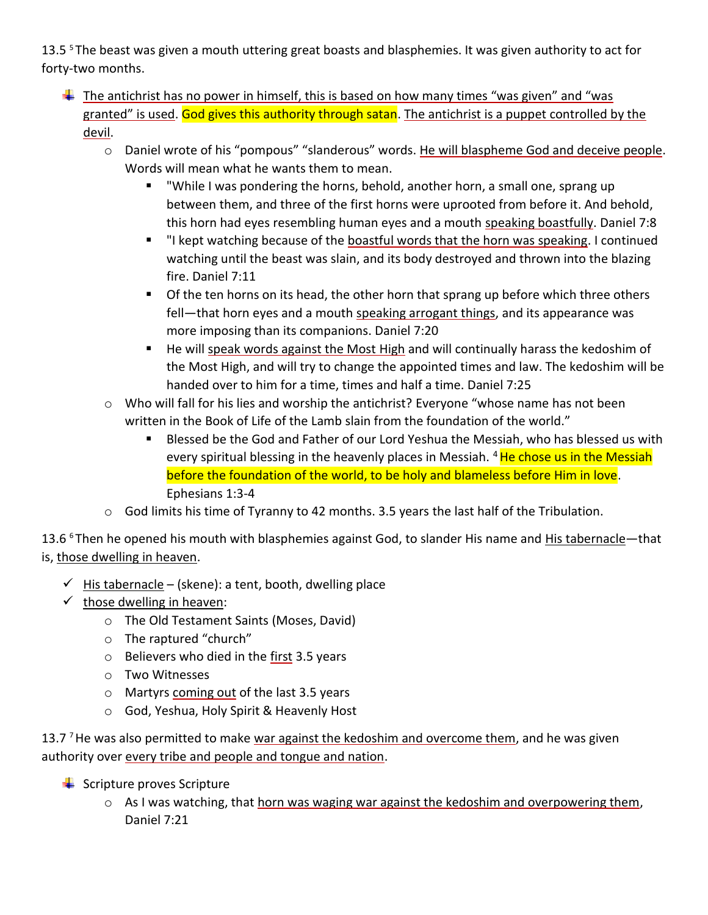13.5 [5] The beast was given a mouth uttering great boasts and blasphemies. It was given authority to act for forty-two months.

- The antichrist has no power in himself, this is based on how many times “was given” and “was granted” is used. God gives this authority through satan. The antichrist is a puppet controlled by the devil.
  - Daniel wrote of his “pompous” “slanderous” words. He will blaspheme God and deceive people. Words will mean what he wants them to mean.
    - "While I was pondering the horns, behold, another horn, a small one, sprang up between them, and three of the first horns were uprooted from before it. And behold, this horn had eyes resembling human eyes and a mouth speaking boastfully. Daniel 7:8
    - "I kept watching because of the boastful words that the horn was speaking. I continued watching until the beast was slain, and its body destroyed and thrown into the blazing fire. Daniel 7:11
    - Of the ten horns on its head, the other horn that sprang up before which three others fell—that horn eyes and a mouth speaking arrogant things, and its appearance was more imposing than its companions. Daniel 7:20
    - He will speak words against the Most High and will continually harass the kedoshim of the Most High, and will try to change the appointed times and law. The kedoshim will be handed over to him for a time, times and half a time. Daniel 7:25
  - Who will fall for his lies and worship the antichrist? Everyone “whose name has not been written in the Book of Life of the Lamb slain from the foundation of the world.”
    - Blessed be the God and Father of our Lord Yeshua the Messiah, who has blessed us with every spiritual blessing in the heavenly places in Messiah. [4] He chose us in the Messiah before the foundation of the world, to be holy and blameless before Him in love. Ephesians 1:3-4
  - God limits his time of Tyranny to 42 months. 3.5 years the last half of the Tribulation.

13.6 [6] Then he opened his mouth with blasphemies against God, to slander His name and His tabernacle—that is, those dwelling in heaven.

- ✓ His tabernacle – (skene): a tent, booth, dwelling place
- ✓ those dwelling in heaven:
  - The Old Testament Saints (Moses, David)
  - The raptured “church”
  - Believers who died in the first 3.5 years
  - Two Witnesses
  - Martyrs coming out of the last 3.5 years
  - God, Yeshua, Holy Spirit & Heavenly Host

13.7 [7] He was also permitted to make war against the kedoshim and overcome them, and he was given authority over every tribe and people and tongue and nation.

- Scripture proves Scripture
  - As I was watching, that horn was waging war against the kedoshim and overpowering them, Daniel 7:21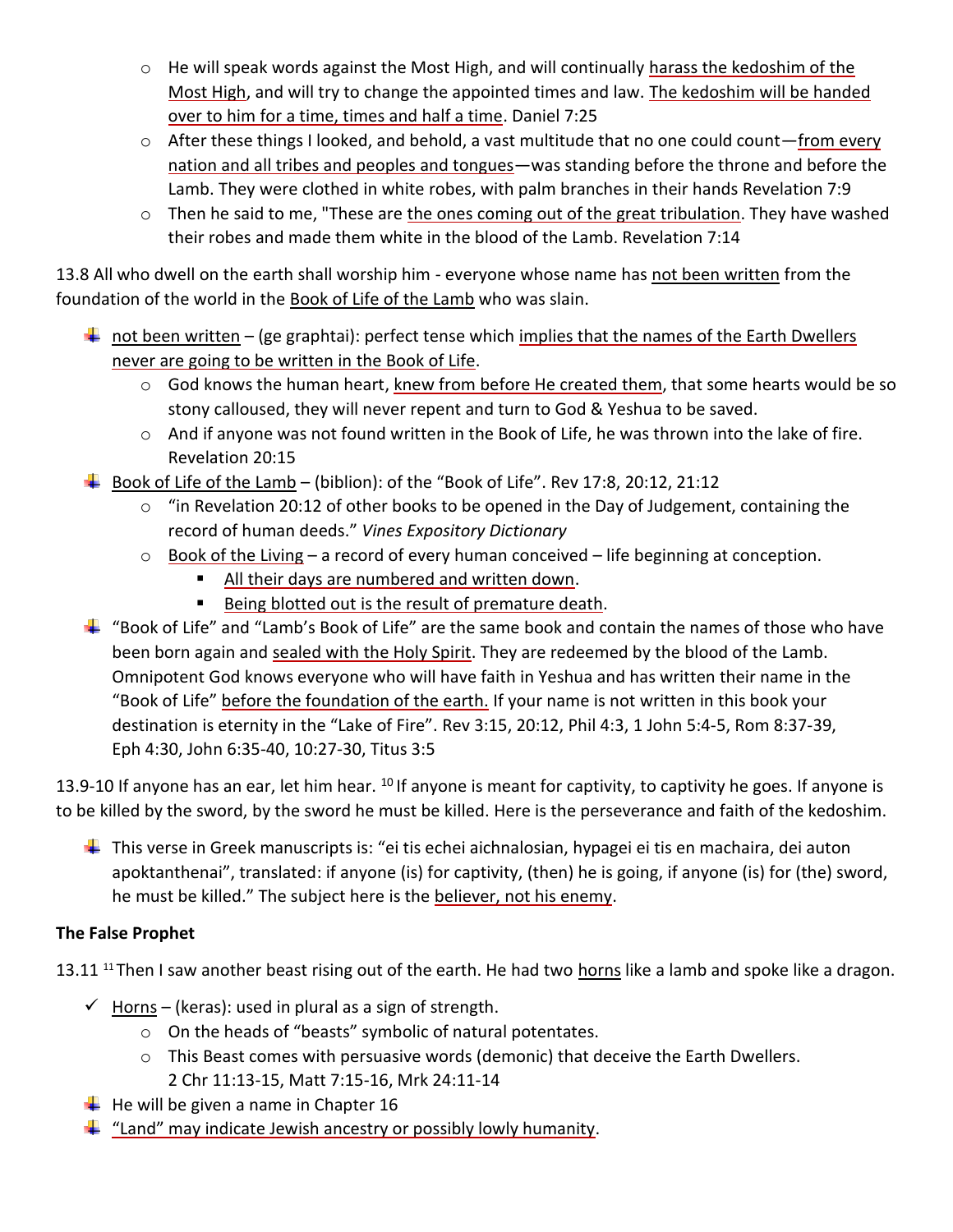- He will speak words against the Most High, and will continually harass the kedoshim of the Most High, and will try to change the appointed times and law. The kedoshim will be handed over to him for a time, times and half a time. Daniel 7:25
- After these things I looked, and behold, a vast multitude that no one could count—from every nation and all tribes and peoples and tongues—was standing before the throne and before the Lamb. They were clothed in white robes, with palm branches in their hands Revelation 7:9
- Then he said to me, "These are the ones coming out of the great tribulation. They have washed their robes and made them white in the blood of the Lamb. Revelation 7:14

13.8 All who dwell on the earth shall worship him - everyone whose name has not been written from the foundation of the world in the Book of Life of the Lamb who was slain.

- not been written – (ge graphtai): perfect tense which implies that the names of the Earth Dwellers never are going to be written in the Book of Life.
  - God knows the human heart, knew from before He created them, that some hearts would be so stony calloused, they will never repent and turn to God & Yeshua to be saved.
  - And if anyone was not found written in the Book of Life, he was thrown into the lake of fire. Revelation 20:15
- Book of Life of the Lamb – (biblion): of the "Book of Life". Rev 17:8, 20:12, 21:12
  - "in Revelation 20:12 of other books to be opened in the Day of Judgement, containing the record of human deeds." *Vines Expository Dictionary*
  - Book of the Living – a record of every human conceived – life beginning at conception.
    - All their days are numbered and written down.
    - Being blotted out is the result of premature death.
- "Book of Life" and "Lamb's Book of Life" are the same book and contain the names of those who have been born again and sealed with the Holy Spirit. They are redeemed by the blood of the Lamb. Omnipotent God knows everyone who will have faith in Yeshua and has written their name in the "Book of Life" before the foundation of the earth. If your name is not written in this book your destination is eternity in the "Lake of Fire". Rev 3:15, 20:12, Phil 4:3, 1 John 5:4-5, Rom 8:37-39, Eph 4:30, John 6:35-40, 10:27-30, Titus 3:5

13.9-10 If anyone has an ear, let him hear. [10] If anyone is meant for captivity, to captivity he goes. If anyone is to be killed by the sword, by the sword he must be killed. Here is the perseverance and faith of the kedoshim.

- This verse in Greek manuscripts is: "ei tis echei aichnalosian, hypagei ei tis en machaira, dei auton apoktanthenai", translated: if anyone (is) for captivity, (then) he is going, if anyone (is) for (the) sword, he must be killed." The subject here is the believer, not his enemy.

**The False Prophet**

13.11 [11] Then I saw another beast rising out of the earth. He had two horns like a lamb and spoke like a dragon.

- ✓ Horns – (keras): used in plural as a sign of strength.
  - On the heads of "beasts" symbolic of natural potentates.
  - This Beast comes with persuasive words (demonic) that deceive the Earth Dwellers. 2 Chr 11:13-15, Matt 7:15-16, Mrk 24:11-14
- He will be given a name in Chapter 16
- "Land" may indicate Jewish ancestry or possibly lowly humanity.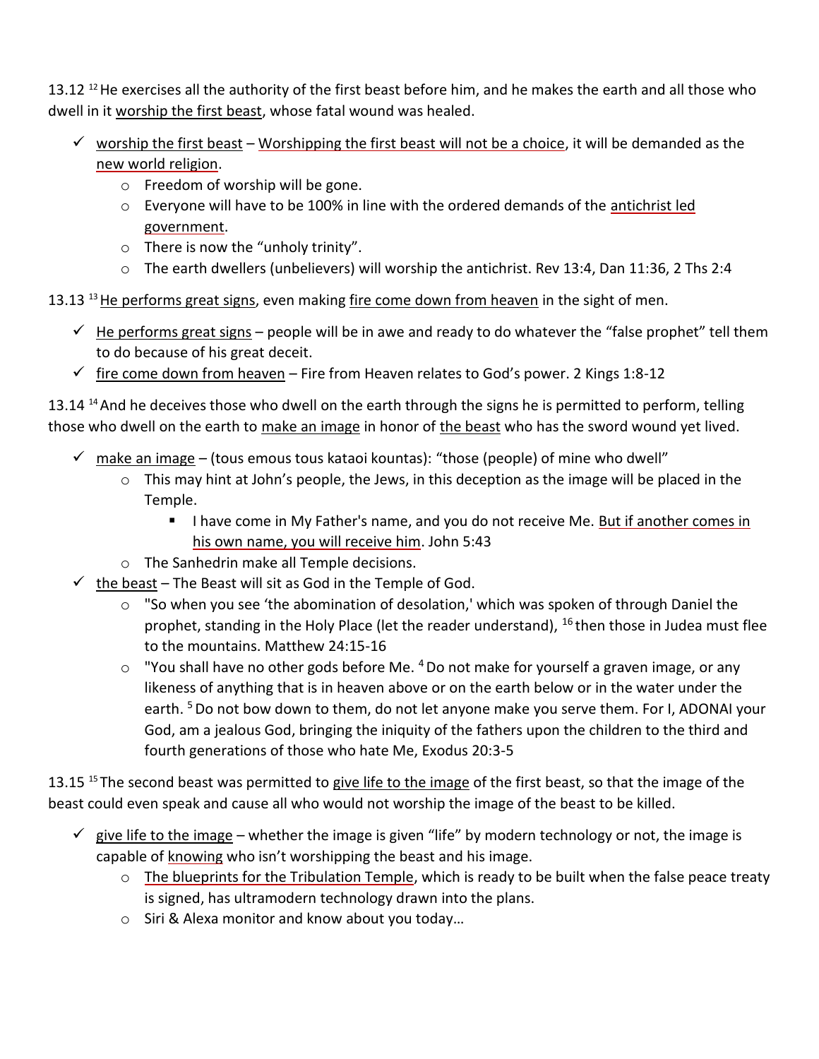13.12 [12] He exercises all the authority of the first beast before him, and he makes the earth and all those who dwell in it worship the first beast, whose fatal wound was healed.

- ✓ worship the first beast – Worshipping the first beast will not be a choice, it will be demanded as the new world religion.
  - Freedom of worship will be gone.
  - Everyone will have to be 100% in line with the ordered demands of the antichrist led government.
  - There is now the "unholy trinity".
  - The earth dwellers (unbelievers) will worship the antichrist. Rev 13:4, Dan 11:36, 2 Ths 2:4

13.13 [13] He performs great signs, even making fire come down from heaven in the sight of men.

- ✓ He performs great signs – people will be in awe and ready to do whatever the "false prophet" tell them to do because of his great deceit.
- ✓ fire come down from heaven – Fire from Heaven relates to God's power. 2 Kings 1:8-12

13.14 [14] And he deceives those who dwell on the earth through the signs he is permitted to perform, telling those who dwell on the earth to make an image in honor of the beast who has the sword wound yet lived.

- ✓ make an image – (tous emous tous kataoi kountas): "those (people) of mine who dwell"
  - This may hint at John's people, the Jews, in this deception as the image will be placed in the Temple.
    - I have come in My Father's name, and you do not receive Me. But if another comes in his own name, you will receive him. John 5:43
  - The Sanhedrin make all Temple decisions.
- ✓ the beast – The Beast will sit as God in the Temple of God.
  - "So when you see 'the abomination of desolation,' which was spoken of through Daniel the prophet, standing in the Holy Place (let the reader understand), [16] then those in Judea must flee to the mountains. Matthew 24:15-16
  - "You shall have no other gods before Me. [4] Do not make for yourself a graven image, or any likeness of anything that is in heaven above or on the earth below or in the water under the earth. [5] Do not bow down to them, do not let anyone make you serve them. For I, ADONAI your God, am a jealous God, bringing the iniquity of the fathers upon the children to the third and fourth generations of those who hate Me, Exodus 20:3-5

13.15 [15] The second beast was permitted to give life to the image of the first beast, so that the image of the beast could even speak and cause all who would not worship the image of the beast to be killed.

- ✓ give life to the image – whether the image is given "life" by modern technology or not, the image is capable of knowing who isn't worshipping the beast and his image.
  - The blueprints for the Tribulation Temple, which is ready to be built when the false peace treaty is signed, has ultramodern technology drawn into the plans.
  - Siri & Alexa monitor and know about you today…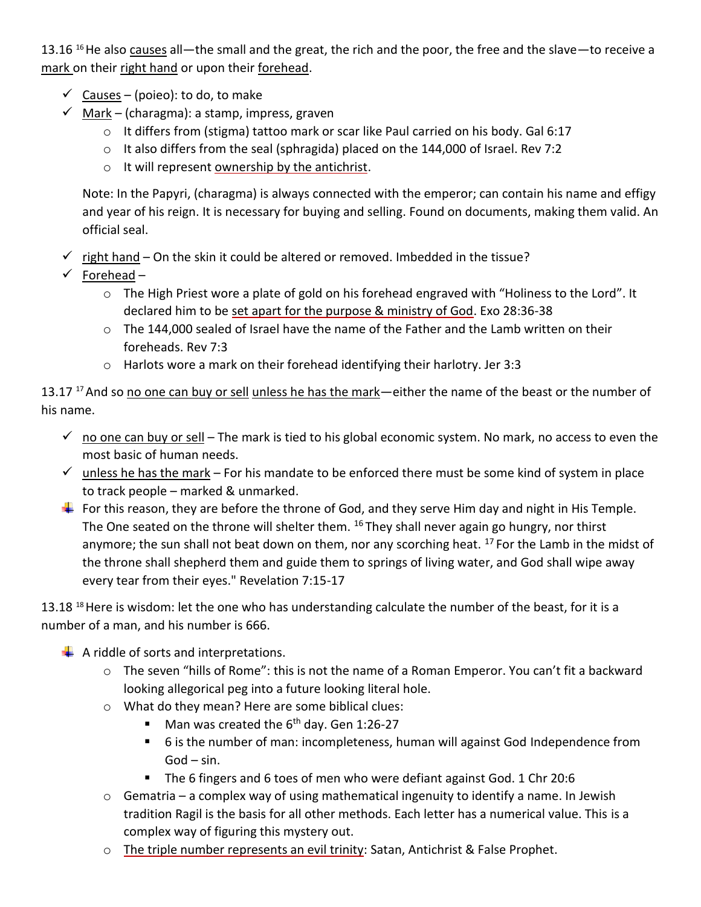13.16 [16] He also causes all—the small and the great, the rich and the poor, the free and the slave—to receive a mark on their right hand or upon their forehead.

- ✓ Causes – (poieo): to do, to make
- ✓ Mark – (charagma): a stamp, impress, graven
  - It differs from (stigma) tattoo mark or scar like Paul carried on his body. Gal 6:17
  - It also differs from the seal (sphragida) placed on the 144,000 of Israel. Rev 7:2
  - It will represent ownership by the antichrist.

  Note: In the Papyri, (charagma) is always connected with the emperor; can contain his name and effigy and year of his reign. It is necessary for buying and selling. Found on documents, making them valid. An official seal.

- ✓ right hand – On the skin it could be altered or removed. Imbedded in the tissue?
- ✓ Forehead –
  - The High Priest wore a plate of gold on his forehead engraved with "Holiness to the Lord". It declared him to be set apart for the purpose & ministry of God. Exo 28:36-38
  - The 144,000 sealed of Israel have the name of the Father and the Lamb written on their foreheads. Rev 7:3
  - Harlots wore a mark on their forehead identifying their harlotry. Jer 3:3

13.17 [17] And so no one can buy or sell unless he has the mark—either the name of the beast or the number of his name.

- ✓ no one can buy or sell – The mark is tied to his global economic system. No mark, no access to even the most basic of human needs.
- ✓ unless he has the mark – For his mandate to be enforced there must be some kind of system in place to track people – marked & unmarked.
- For this reason, they are before the throne of God, and they serve Him day and night in His Temple. The One seated on the throne will shelter them. [16] They shall never again go hungry, nor thirst anymore; the sun shall not beat down on them, nor any scorching heat. [17] For the Lamb in the midst of the throne shall shepherd them and guide them to springs of living water, and God shall wipe away every tear from their eyes." Revelation 7:15-17

13.18 [18] Here is wisdom: let the one who has understanding calculate the number of the beast, for it is a number of a man, and his number is 666.

- A riddle of sorts and interpretations.
  - The seven "hills of Rome": this is not the name of a Roman Emperor. You can't fit a backward looking allegorical peg into a future looking literal hole.
  - What do they mean? Here are some biblical clues:
    - Man was created the 6th day. Gen 1:26-27
    - 6 is the number of man: incompleteness, human will against God Independence from God – sin.
    - The 6 fingers and 6 toes of men who were defiant against God. 1 Chr 20:6
  - Gematria – a complex way of using mathematical ingenuity to identify a name. In Jewish tradition Ragil is the basis for all other methods. Each letter has a numerical value. This is a complex way of figuring this mystery out.
  - The triple number represents an evil trinity: Satan, Antichrist & False Prophet.